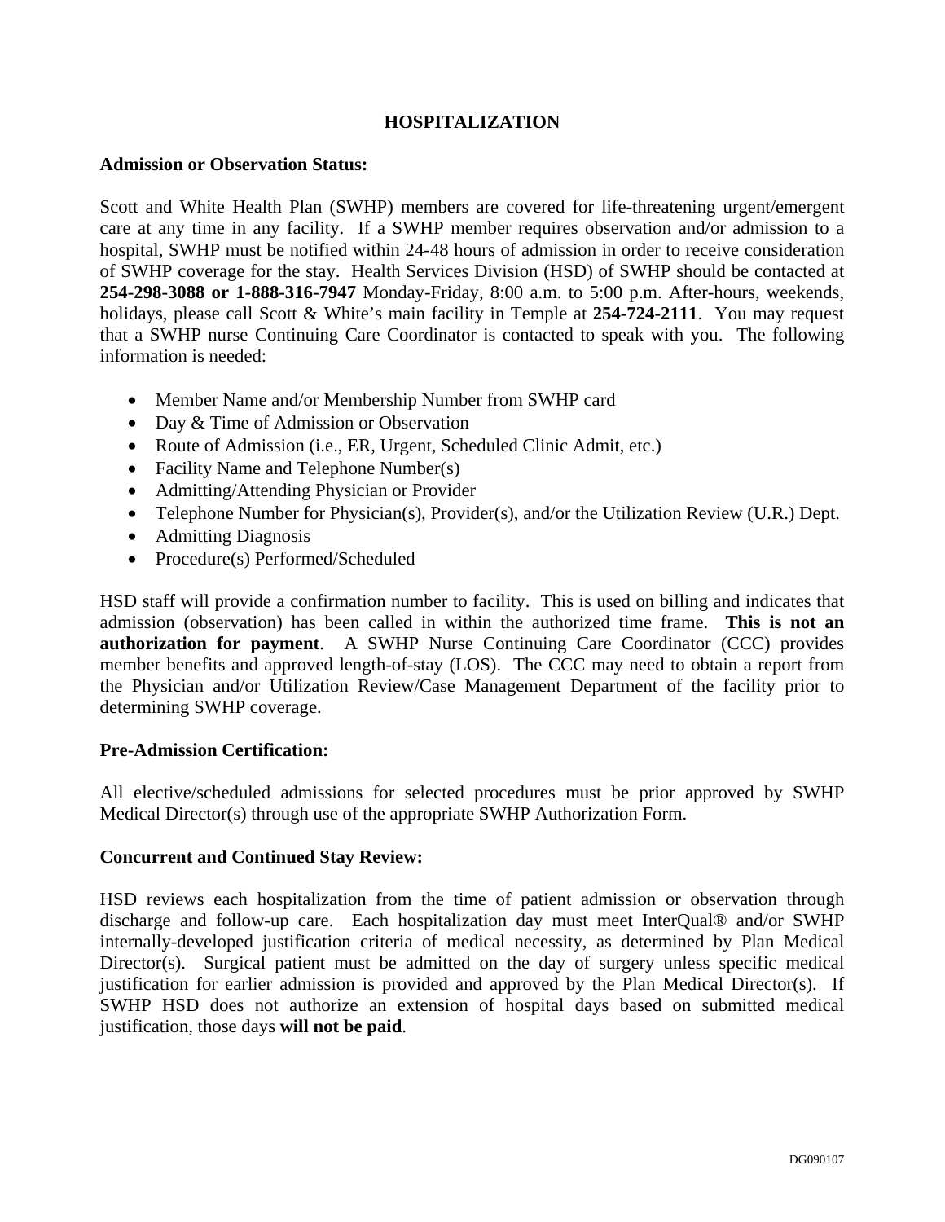# HOSPITALIZATION

**Admission or Observation Status:**

Scott and White Health Plan (SWHP) members are covered for life-threatening urgent/emergent care at any time in any facility. If a SWHP member requires observation and/or admission to a hospital, SWHP must be notified within 24-48 hours of admission in order to receive consideration of SWHP coverage for the stay. Health Services Division (HSD) of SWHP should be contacted at **254-298-3088 or 1-888-316-7947** Monday-Friday, 8:00 a.m. to 5:00 p.m. After-hours, weekends, holidays, please call Scott & White's main facility in Temple at **254-724-2111**. You may request that a SWHP nurse Continuing Care Coordinator is contacted to speak with you. The following information is needed:

- Member Name and/or Membership Number from SWHP card
- Day & Time of Admission or Observation
- Route of Admission (i.e., ER, Urgent, Scheduled Clinic Admit, etc.)
- Facility Name and Telephone Number(s)
- Admitting/Attending Physician or Provider
- Telephone Number for Physician(s), Provider(s), and/or the Utilization Review (U.R.) Dept.
- Admitting Diagnosis
- Procedure(s) Performed/Scheduled

HSD staff will provide a confirmation number to facility. This is used on billing and indicates that admission (observation) has been called in within the authorized time frame. **This is not an authorization for payment**. A SWHP Nurse Continuing Care Coordinator (CCC) provides member benefits and approved length-of-stay (LOS). The CCC may need to obtain a report from the Physician and/or Utilization Review/Case Management Department of the facility prior to determining SWHP coverage.

**Pre-Admission Certification:**

All elective/scheduled admissions for selected procedures must be prior approved by SWHP Medical Director(s) through use of the appropriate SWHP Authorization Form.

**Concurrent and Continued Stay Review:**

HSD reviews each hospitalization from the time of patient admission or observation through discharge and follow-up care. Each hospitalization day must meet InterQual® and/or SWHP internally-developed justification criteria of medical necessity, as determined by Plan Medical Director(s). Surgical patient must be admitted on the day of surgery unless specific medical justification for earlier admission is provided and approved by the Plan Medical Director(s). If SWHP HSD does not authorize an extension of hospital days based on submitted medical justification, those days **will not be paid**.

DG090107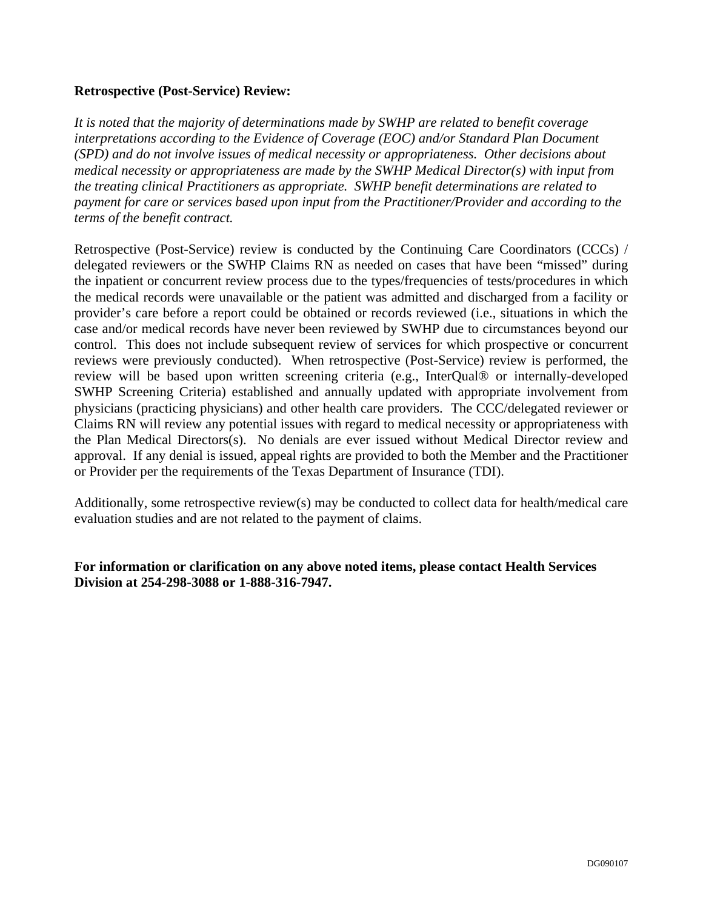**Retrospective (Post-Service) Review:**

*It is noted that the majority of determinations made by SWHP are related to benefit coverage interpretations according to the Evidence of Coverage (EOC) and/or Standard Plan Document (SPD) and do not involve issues of medical necessity or appropriateness. Other decisions about medical necessity or appropriateness are made by the SWHP Medical Director(s) with input from the treating clinical Practitioners as appropriate. SWHP benefit determinations are related to payment for care or services based upon input from the Practitioner/Provider and according to the terms of the benefit contract.*

Retrospective (Post-Service) review is conducted by the Continuing Care Coordinators (CCCs) / delegated reviewers or the SWHP Claims RN as needed on cases that have been "missed" during the inpatient or concurrent review process due to the types/frequencies of tests/procedures in which the medical records were unavailable or the patient was admitted and discharged from a facility or provider's care before a report could be obtained or records reviewed (i.e., situations in which the case and/or medical records have never been reviewed by SWHP due to circumstances beyond our control. This does not include subsequent review of services for which prospective or concurrent reviews were previously conducted). When retrospective (Post-Service) review is performed, the review will be based upon written screening criteria (e.g., InterQual® or internally-developed SWHP Screening Criteria) established and annually updated with appropriate involvement from physicians (practicing physicians) and other health care providers. The CCC/delegated reviewer or Claims RN will review any potential issues with regard to medical necessity or appropriateness with the Plan Medical Directors(s). No denials are ever issued without Medical Director review and approval. If any denial is issued, appeal rights are provided to both the Member and the Practitioner or Provider per the requirements of the Texas Department of Insurance (TDI).

Additionally, some retrospective review(s) may be conducted to collect data for health/medical care evaluation studies and are not related to the payment of claims.

**For information or clarification on any above noted items, please contact Health Services Division at 254-298-3088 or 1-888-316-7947.**

DG090107